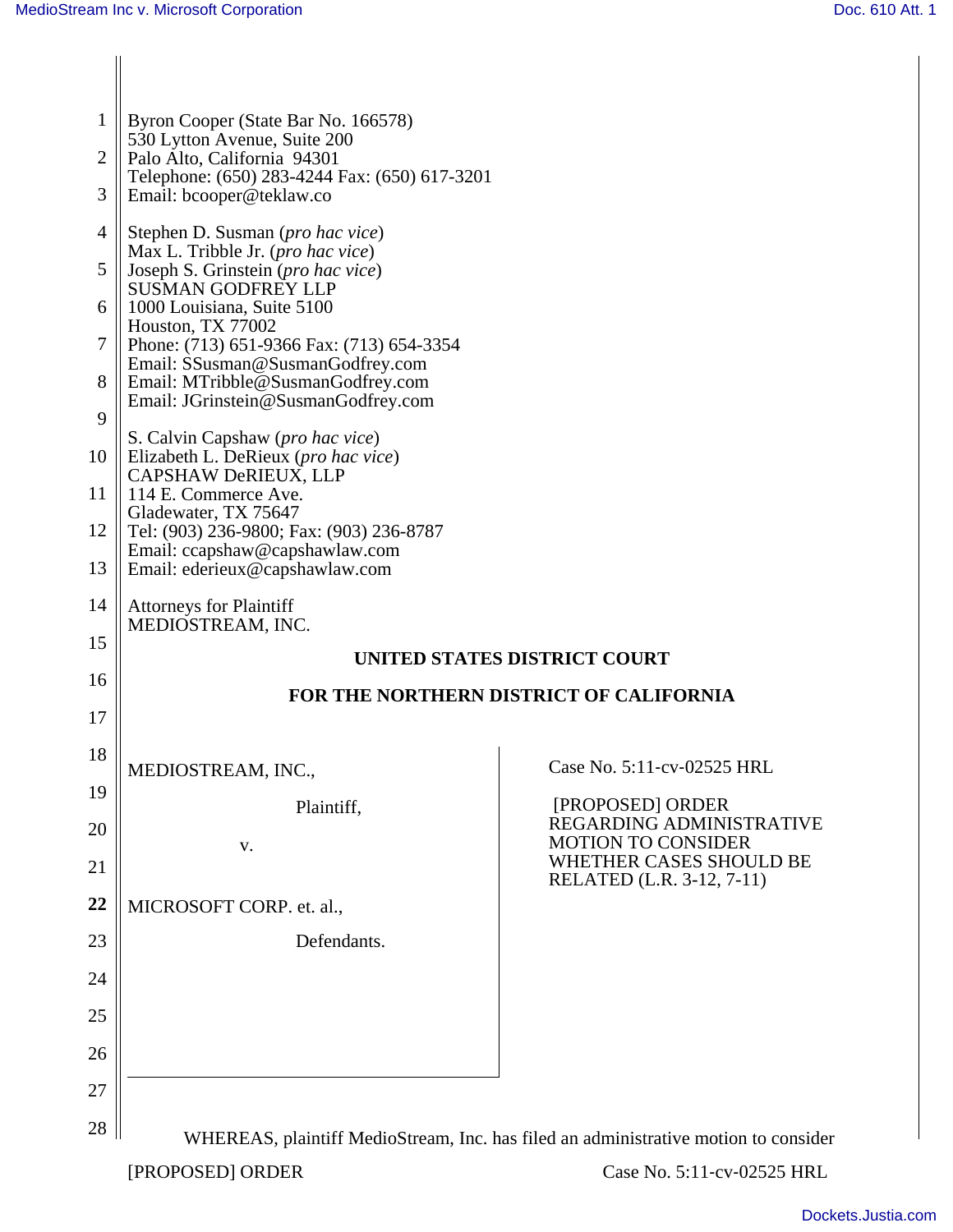Byron Cooper (State Bar No. 166578)
530 Lytton Avenue, Suite 200
Palo Alto, California 94301
Telephone: (650) 283-4244 Fax: (650) 617-3201
Email: bcooper@teklaw.co

Stephen D. Susman (*pro hac vice*)
Max L. Tribble Jr. (*pro hac vice*)
Joseph S. Grinstein (*pro hac vice*)
SUSMAN GODFREY LLP
1000 Louisiana, Suite 5100
Houston, TX 77002
Phone: (713) 651-9366 Fax: (713) 654-3354
Email: SSusman@SusmanGodfrey.com
Email: MTribble@SusmanGodfrey.com
Email: JGrinstein@SusmanGodfrey.com

S. Calvin Capshaw (*pro hac vice*)
Elizabeth L. DeRieux (*pro hac vice*)
CAPSHAW DeRIEUX, LLP
114 E. Commerce Ave.
Gladewater, TX 75647
Tel: (903) 236-9800; Fax: (903) 236-8787
Email: ccapshaw@capshawlaw.com
Email: ederieux@capshawlaw.com

Attorneys for Plaintiff
MEDIOSTREAM, INC.

**UNITED STATES DISTRICT COURT**

**FOR THE NORTHERN DISTRICT OF CALIFORNIA**

MEDIOSTREAM, INC.,

Plaintiff,

v.

MICROSOFT CORP. et. al.,

Defendants.

Case No. 5:11-cv-02525 HRL

[PROPOSED] ORDER REGARDING ADMINISTRATIVE MOTION TO CONSIDER WHETHER CASES SHOULD BE RELATED (L.R. 3-12, 7-11)

WHEREAS, plaintiff MedioStream, Inc. has filed an administrative motion to consider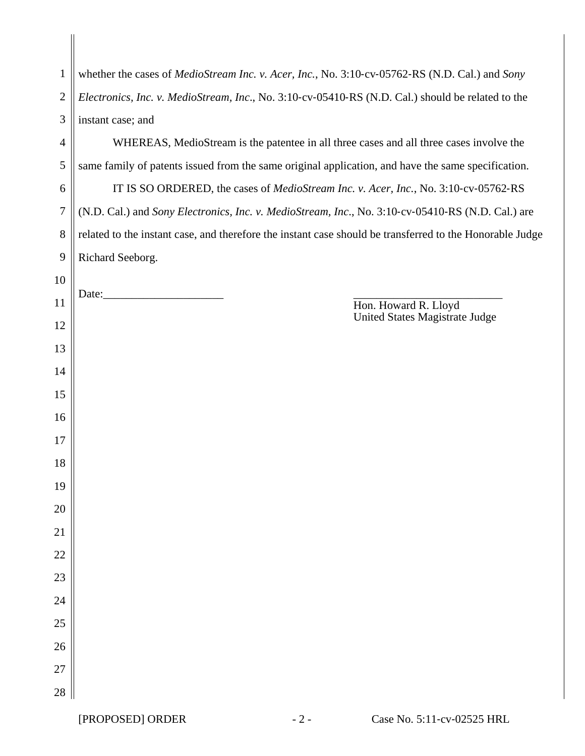whether the cases of *MedioStream Inc. v. Acer, Inc.*, No. 3:10-cv-05762-RS (N.D. Cal.) and *Sony Electronics, Inc. v. MedioStream, Inc*., No. 3:10-cv-05410-RS (N.D. Cal.) should be related to the instant case; and

WHEREAS, MedioStream is the patentee in all three cases and all three cases involve the same family of patents issued from the same original application, and have the same specification.

IT IS SO ORDERED, the cases of *MedioStream Inc. v. Acer, Inc.*, No. 3:10-cv-05762-RS (N.D. Cal.) and *Sony Electronics, Inc. v. MedioStream, Inc*., No. 3:10-cv-05410-RS (N.D. Cal.) are related to the instant case, and therefore the instant case should be transferred to the Honorable Judge Richard Seeborg.

Date:_____________________

___________________________
Hon. Howard R. Lloyd
United States Magistrate Judge